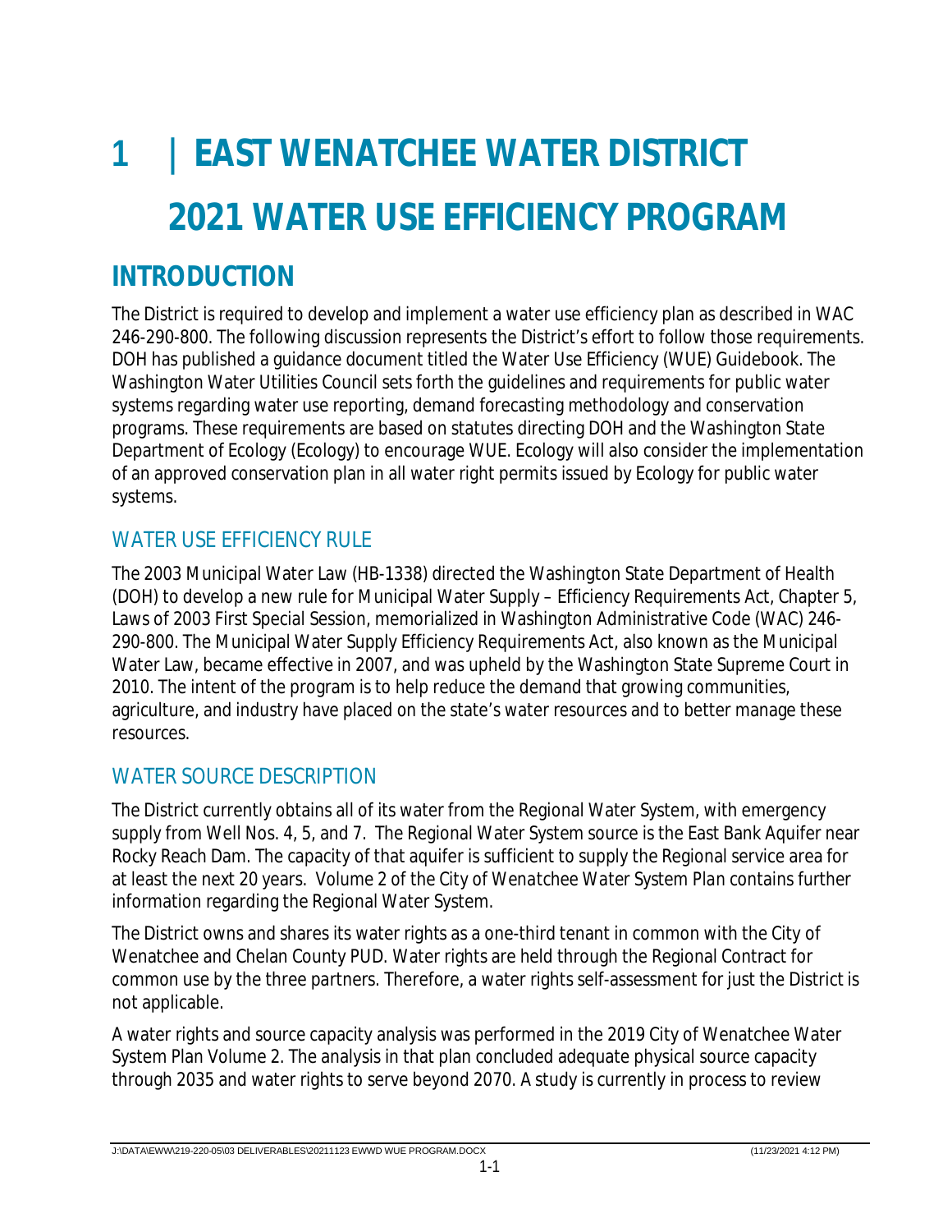# 1 | EAST WENATCHEE WATER DISTRICT 2021 WATER USE EFFICIENCY PROGRAM

## INTRODUCTION

The District is required to develop and implement a water use efficiency plan as described in WAC 246-290-800. The following discussion represents the District's effort to follow those requirements. DOH has published a guidance document titled the Water Use Efficiency (WUE) Guidebook. The Washington Water Utilities Council sets forth the guidelines and requirements for public water systems regarding water use reporting, demand forecasting methodology and conservation programs. These requirements are based on statutes directing DOH and the Washington State Department of Ecology (Ecology) to encourage WUE. Ecology will also consider the implementation of an approved conservation plan in all water right permits issued by Ecology for public water systems.

### WATER USE EFFICIENCY RULE

The 2003 Municipal Water Law (HB-1338) directed the Washington State Department of Health (DOH) to develop a new rule for Municipal Water Supply – Efficiency Requirements Act, Chapter 5, Laws of 2003 First Special Session, memorialized in Washington Administrative Code (WAC) 246-290-800. The Municipal Water Supply Efficiency Requirements Act, also known as the Municipal Water Law, became effective in 2007, and was upheld by the Washington State Supreme Court in 2010. The intent of the program is to help reduce the demand that growing communities, agriculture, and industry have placed on the state's water resources and to better manage these resources.

### WATER SOURCE DESCRIPTION

The District currently obtains all of its water from the Regional Water System, with emergency supply from Well Nos. 4, 5, and 7. The Regional Water System source is the East Bank Aquifer near Rocky Reach Dam. The capacity of that aquifer is sufficient to supply the Regional service area for at least the next 20 years. Volume 2 of the City of Wenatchee Water System Plan contains further information regarding the Regional Water System.

The District owns and shares its water rights as a one-third tenant in common with the City of Wenatchee and Chelan County PUD. Water rights are held through the Regional Contract for common use by the three partners. Therefore, a water rights self-assessment for just the District is not applicable.

A water rights and source capacity analysis was performed in the 2019 City of Wenatchee Water System Plan Volume 2. The analysis in that plan concluded adequate physical source capacity through 2035 and water rights to serve beyond 2070. A study is currently in process to review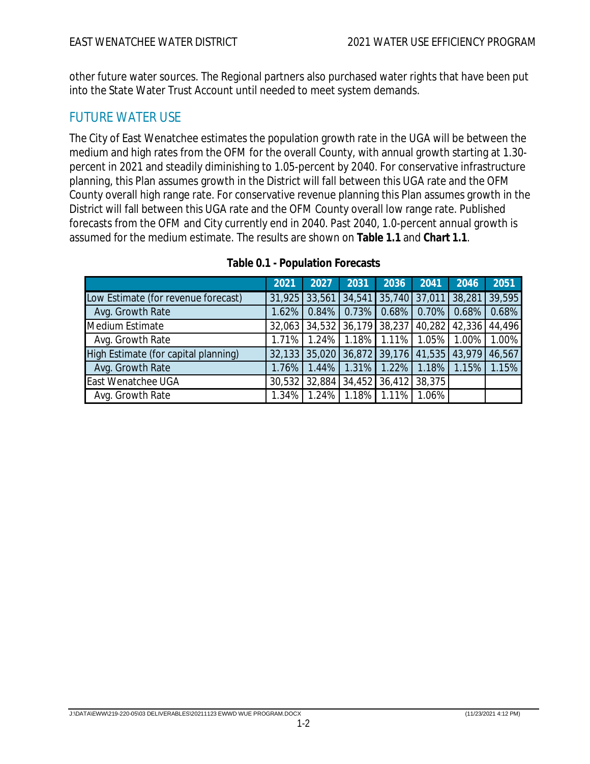other future water sources. The Regional partners also purchased water rights that have been put into the State Water Trust Account until needed to meet system demands.

## FUTURE WATER USE

The City of East Wenatchee estimates the population growth rate in the UGA will be between the medium and high rates from the OFM for the overall County, with annual growth starting at 1.30-percent in 2021 and steadily diminishing to 1.05-percent by 2040. For conservative infrastructure planning, this Plan assumes growth in the District will fall between this UGA rate and the OFM County overall high range rate. For conservative revenue planning this Plan assumes growth in the District will fall between this UGA rate and the OFM County overall low range rate. Published forecasts from the OFM and City currently end in 2040. Past 2040, 1.0-percent annual growth is assumed for the medium estimate. The results are shown on **Table 1.1** and **Chart 1.1**.

**Table 0.1 - Population Forecasts**

| | 2021 | 2027 | 2031 | 2036 | 2041 | 2046 | 2051 |
|---|---|---|---|---|---|---|---|
| Low Estimate (for revenue forecast) | 31,925 | 33,561 | 34,541 | 35,740 | 37,011 | 38,281 | 39,595 |
| Avg. Growth Rate | 1.62% | 0.84% | 0.73% | 0.68% | 0.70% | 0.68% | 0.68% |
| Medium Estimate | 32,063 | 34,532 | 36,179 | 38,237 | 40,282 | 42,336 | 44,496 |
| Avg. Growth Rate | 1.71% | 1.24% | 1.18% | 1.11% | 1.05% | 1.00% | 1.00% |
| High Estimate (for capital planning) | 32,133 | 35,020 | 36,872 | 39,176 | 41,535 | 43,979 | 46,567 |
| Avg. Growth Rate | 1.76% | 1.44% | 1.31% | 1.22% | 1.18% | 1.15% | 1.15% |
| East Wenatchee UGA | 30,532 | 32,884 | 34,452 | 36,412 | 38,375 | | |
| Avg. Growth Rate | 1.34% | 1.24% | 1.18% | 1.11% | 1.06% | | |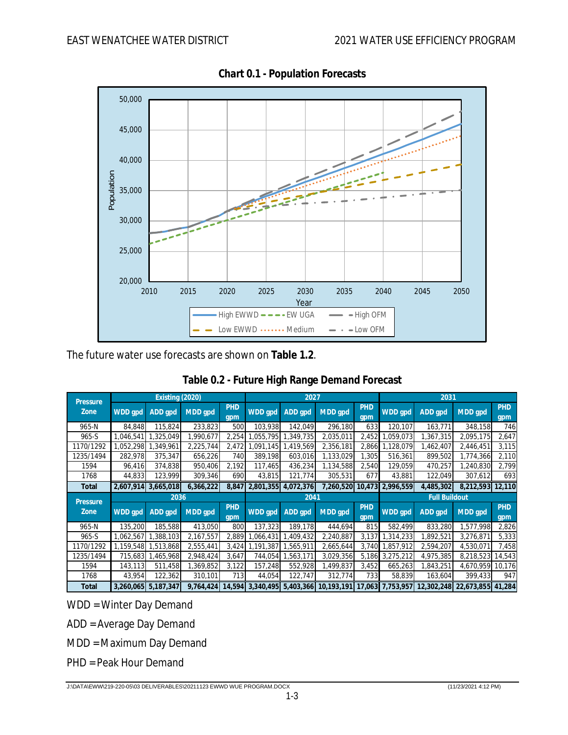**Chart 0.1 - Population Forecasts**

The future water use forecasts are shown on **Table 1.2**.

**Table 0.2 - Future High Range Demand Forecast**

| Pressure Zone | Existing (2020) | | | | 2027 | | | | 2031 | | | |
|---|---|---|---|---|---|---|---|---|---|---|---|---|
| | WDD gpd | ADD gpd | MDD gpd | PHD gpm | WDD gpd | ADD gpd | MDD gpd | PHD gpm | WDD gpd | ADD gpd | MDD gpd | PHD gpm |
| 965-N | 84,848 | 115,824 | 233,823 | 500 | 103,938 | 142,049 | 296,180 | 633 | 120,107 | 163,771 | 348,158 | 746 |
| 965-S | 1,046,541 | 1,325,049 | 1,990,677 | 2,254 | 1,055,795 | 1,349,735 | 2,035,011 | 2,452 | 1,059,073 | 1,367,315 | 2,095,175 | 2,647 |
| 1170/1292 | 1,052,298 | 1,349,961 | 2,225,744 | 2,472 | 1,091,145 | 1,419,569 | 2,356,181 | 2,866 | 1,128,079 | 1,462,407 | 2,446,451 | 3,115 |
| 1235/1494 | 282,978 | 375,347 | 656,226 | 740 | 389,198 | 603,016 | 1,133,029 | 1,305 | 516,361 | 899,502 | 1,774,366 | 2,110 |
| 1594 | 96,416 | 374,838 | 950,406 | 2,192 | 117,465 | 436,234 | 1,134,588 | 2,540 | 129,059 | 470,257 | 1,240,830 | 2,799 |
| 1768 | 44,833 | 123,999 | 309,346 | 690 | 43,815 | 121,774 | 305,531 | 677 | 43,881 | 122,049 | 307,612 | 693 |
| **Total** | **2,607,914** | **3,665,018** | **6,366,222** | **8,847** | **2,801,355** | **4,072,376** | **7,260,520** | **10,473** | **2,996,559** | **4,485,302** | **8,212,593** | **12,110** |
| **Pressure Zone** | **2036** | | | | **2041** | | | | **Full Buildout** | | | |
| | WDD gpd | ADD gpd | MDD gpd | PHD gpm | WDD gpd | ADD gpd | MDD gpd | PHD gpm | WDD gpd | ADD gpd | MDD gpd | PHD gpm |
| 965-N | 135,200 | 185,588 | 413,050 | 800 | 137,323 | 189,178 | 444,694 | 815 | 582,499 | 833,280 | 1,577,998 | 2,826 |
| 965-S | 1,062,567 | 1,388,103 | 2,167,557 | 2,889 | 1,066,431 | 1,409,432 | 2,240,887 | 3,137 | 1,314,233 | 1,892,521 | 3,276,871 | 5,333 |
| 1170/1292 | 1,159,548 | 1,513,868 | 2,555,441 | 3,424 | 1,191,387 | 1,565,911 | 2,665,644 | 3,740 | 1,857,912 | 2,594,207 | 4,530,071 | 7,458 |
| 1235/1494 | 715,683 | 1,465,968 | 2,948,424 | 3,647 | 744,054 | 1,563,171 | 3,029,356 | 5,186 | 3,275,212 | 4,975,385 | 8,218,523 | 14,543 |
| 1594 | 143,113 | 511,458 | 1,369,852 | 3,122 | 157,248 | 552,928 | 1,499,837 | 3,452 | 665,263 | 1,843,251 | 4,670,959 | 10,176 |
| 1768 | 43,954 | 122,362 | 310,101 | 713 | 44,054 | 122,747 | 312,774 | 733 | 58,839 | 163,604 | 399,433 | 947 |
| **Total** | **3,260,065** | **5,187,347** | **9,764,424** | **14,594** | **3,340,495** | **5,403,366** | **10,193,191** | **17,063** | **7,753,957** | **12,302,248** | **22,673,855** | **41,284** |

WDD = Winter Day Demand

ADD = Average Day Demand

MDD = Maximum Day Demand

PHD = Peak Hour Demand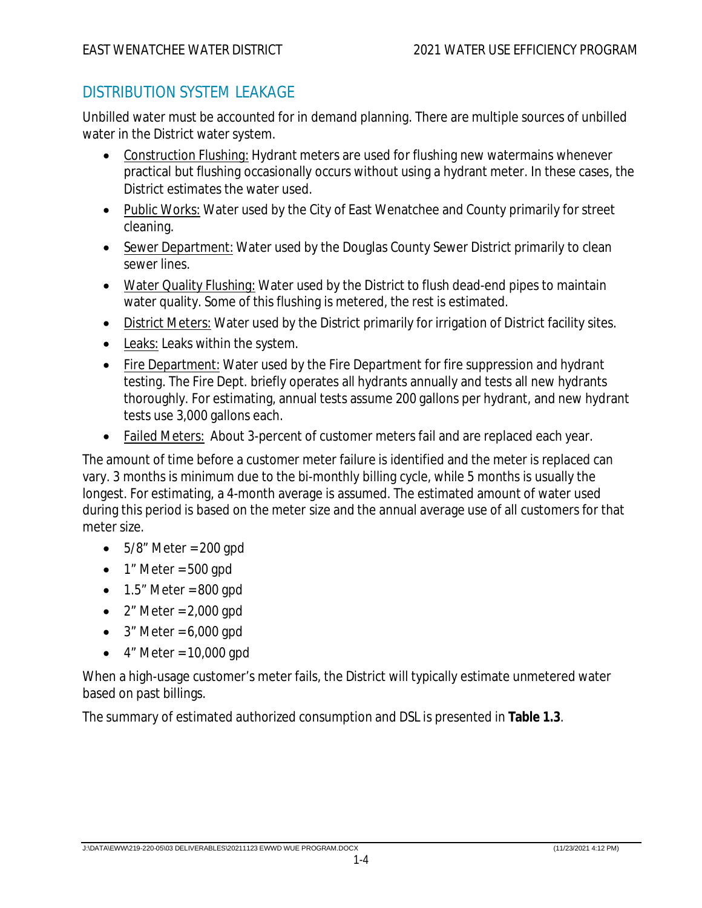## DISTRIBUTION SYSTEM LEAKAGE

Unbilled water must be accounted for in demand planning. There are multiple sources of unbilled water in the District water system.

- Construction Flushing: Hydrant meters are used for flushing new watermains whenever practical but flushing occasionally occurs without using a hydrant meter. In these cases, the District estimates the water used.
- Public Works: Water used by the City of East Wenatchee and County primarily for street cleaning.
- Sewer Department: Water used by the Douglas County Sewer District primarily to clean sewer lines.
- Water Quality Flushing: Water used by the District to flush dead-end pipes to maintain water quality. Some of this flushing is metered, the rest is estimated.
- District Meters: Water used by the District primarily for irrigation of District facility sites.
- Leaks: Leaks within the system.
- Fire Department: Water used by the Fire Department for fire suppression and hydrant testing. The Fire Dept. briefly operates all hydrants annually and tests all new hydrants thoroughly. For estimating, annual tests assume 200 gallons per hydrant, and new hydrant tests use 3,000 gallons each.
- Failed Meters: About 3-percent of customer meters fail and are replaced each year.

The amount of time before a customer meter failure is identified and the meter is replaced can vary. 3 months is minimum due to the bi-monthly billing cycle, while 5 months is usually the longest. For estimating, a 4-month average is assumed. The estimated amount of water used during this period is based on the meter size and the annual average use of all customers for that meter size.

- 5/8" Meter = 200 gpd
- 1" Meter = 500 gpd
- 1.5" Meter = 800 gpd
- 2" Meter = 2,000 gpd
- 3" Meter = 6,000 gpd
- 4" Meter = 10,000 gpd

When a high-usage customer's meter fails, the District will typically estimate unmetered water based on past billings.

The summary of estimated authorized consumption and DSL is presented in **Table 1.3**.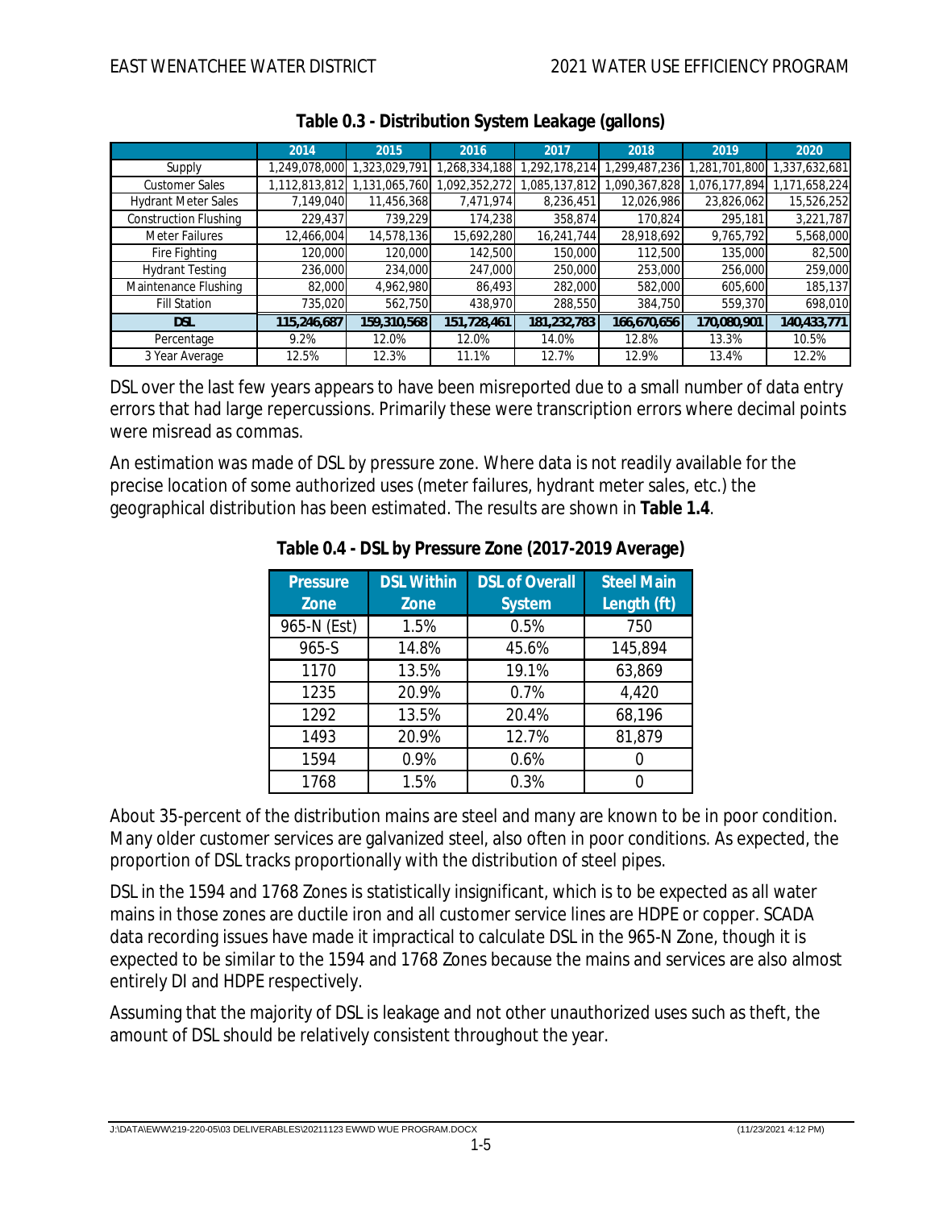**Table 0.3 - Distribution System Leakage (gallons)**

| | 2014 | 2015 | 2016 | 2017 | 2018 | 2019 | 2020 |
|---|---|---|---|---|---|---|---|
| Supply | 1,249,078,000 | 1,323,029,791 | 1,268,334,188 | 1,292,178,214 | 1,299,487,236 | 1,281,701,800 | 1,337,632,681 |
| Customer Sales | 1,112,813,812 | 1,131,065,760 | 1,092,352,272 | 1,085,137,812 | 1,090,367,828 | 1,076,177,894 | 1,171,658,224 |
| Hydrant Meter Sales | 7,149,040 | 11,456,368 | 7,471,974 | 8,236,451 | 12,026,986 | 23,826,062 | 15,526,252 |
| Construction Flushing | 229,437 | 739,229 | 174,238 | 358,874 | 170,824 | 295,181 | 3,221,787 |
| Meter Failures | 12,466,004 | 14,578,136 | 15,692,280 | 16,241,744 | 28,918,692 | 9,765,792 | 5,568,000 |
| Fire Fighting | 120,000 | 120,000 | 142,500 | 150,000 | 112,500 | 135,000 | 82,500 |
| Hydrant Testing | 236,000 | 234,000 | 247,000 | 250,000 | 253,000 | 256,000 | 259,000 |
| Maintenance Flushing | 82,000 | 4,962,980 | 86,493 | 282,000 | 582,000 | 605,600 | 185,137 |
| Fill Station | 735,020 | 562,750 | 438,970 | 288,550 | 384,750 | 559,370 | 698,010 |
| **DSL** | **115,246,687** | **159,310,568** | **151,728,461** | **181,232,783** | **166,670,656** | **170,080,901** | **140,433,771** |
| Percentage | 9.2% | 12.0% | 12.0% | 14.0% | 12.8% | 13.3% | 10.5% |
| 3 Year Average | 12.5% | 12.3% | 11.1% | 12.7% | 12.9% | 13.4% | 12.2% |

DSL over the last few years appears to have been misreported due to a small number of data entry errors that had large repercussions. Primarily these were transcription errors where decimal points were misread as commas.

An estimation was made of DSL by pressure zone. Where data is not readily available for the precise location of some authorized uses (meter failures, hydrant meter sales, etc.) the geographical distribution has been estimated. The results are shown in **Table 1.4**.

**Table 0.4 - DSL by Pressure Zone (2017-2019 Average)**

| Pressure Zone | DSL Within Zone | DSL of Overall System | Steel Main Length (ft) |
|---|---|---|---|
| 965-N (Est) | 1.5% | 0.5% | 750 |
| 965-S | 14.8% | 45.6% | 145,894 |
| 1170 | 13.5% | 19.1% | 63,869 |
| 1235 | 20.9% | 0.7% | 4,420 |
| 1292 | 13.5% | 20.4% | 68,196 |
| 1493 | 20.9% | 12.7% | 81,879 |
| 1594 | 0.9% | 0.6% | 0 |
| 1768 | 1.5% | 0.3% | 0 |

About 35-percent of the distribution mains are steel and many are known to be in poor condition. Many older customer services are galvanized steel, also often in poor conditions. As expected, the proportion of DSL tracks proportionally with the distribution of steel pipes.

DSL in the 1594 and 1768 Zones is statistically insignificant, which is to be expected as all water mains in those zones are ductile iron and all customer service lines are HDPE or copper. SCADA data recording issues have made it impractical to calculate DSL in the 965-N Zone, though it is expected to be similar to the 1594 and 1768 Zones because the mains and services are also almost entirely DI and HDPE respectively.

Assuming that the majority of DSL is leakage and not other unauthorized uses such as theft, the amount of DSL should be relatively consistent throughout the year.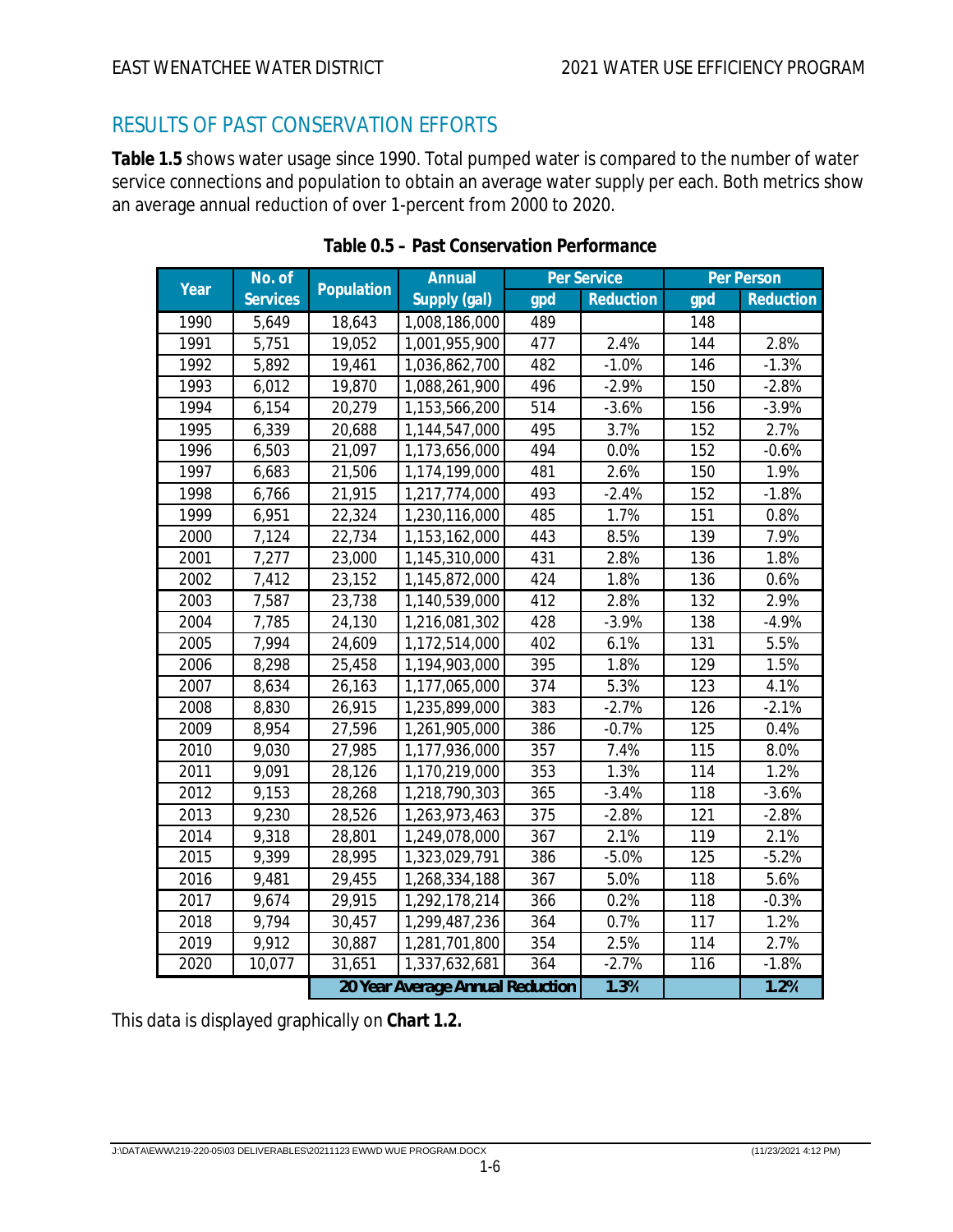## RESULTS OF PAST CONSERVATION EFFORTS

**Table 1.5** shows water usage since 1990. Total pumped water is compared to the number of water service connections and population to obtain an average water supply per each. Both metrics show an average annual reduction of over 1-percent from 2000 to 2020.

**Table 0.5 – Past Conservation Performance**

| Year | No. of Services | Population | Annual Supply (gal) | Per Service | | Per Person | |
|---|---|---|---|---|---|---|---|
| | | | | gpd | Reduction | gpd | Reduction |
| 1990 | 5,649 | 18,643 | 1,008,186,000 | 489 | | 148 | |
| 1991 | 5,751 | 19,052 | 1,001,955,900 | 477 | 2.4% | 144 | 2.8% |
| 1992 | 5,892 | 19,461 | 1,036,862,700 | 482 | -1.0% | 146 | -1.3% |
| 1993 | 6,012 | 19,870 | 1,088,261,900 | 496 | -2.9% | 150 | -2.8% |
| 1994 | 6,154 | 20,279 | 1,153,566,200 | 514 | -3.6% | 156 | -3.9% |
| 1995 | 6,339 | 20,688 | 1,144,547,000 | 495 | 3.7% | 152 | 2.7% |
| 1996 | 6,503 | 21,097 | 1,173,656,000 | 494 | 0.0% | 152 | -0.6% |
| 1997 | 6,683 | 21,506 | 1,174,199,000 | 481 | 2.6% | 150 | 1.9% |
| 1998 | 6,766 | 21,915 | 1,217,774,000 | 493 | -2.4% | 152 | -1.8% |
| 1999 | 6,951 | 22,324 | 1,230,116,000 | 485 | 1.7% | 151 | 0.8% |
| 2000 | 7,124 | 22,734 | 1,153,162,000 | 443 | 8.5% | 139 | 7.9% |
| 2001 | 7,277 | 23,000 | 1,145,310,000 | 431 | 2.8% | 136 | 1.8% |
| 2002 | 7,412 | 23,152 | 1,145,872,000 | 424 | 1.8% | 136 | 0.6% |
| 2003 | 7,587 | 23,738 | 1,140,539,000 | 412 | 2.8% | 132 | 2.9% |
| 2004 | 7,785 | 24,130 | 1,216,081,302 | 428 | -3.9% | 138 | -4.9% |
| 2005 | 7,994 | 24,609 | 1,172,514,000 | 402 | 6.1% | 131 | 5.5% |
| 2006 | 8,298 | 25,458 | 1,194,903,000 | 395 | 1.8% | 129 | 1.5% |
| 2007 | 8,634 | 26,163 | 1,177,065,000 | 374 | 5.3% | 123 | 4.1% |
| 2008 | 8,830 | 26,915 | 1,235,899,000 | 383 | -2.7% | 126 | -2.1% |
| 2009 | 8,954 | 27,596 | 1,261,905,000 | 386 | -0.7% | 125 | 0.4% |
| 2010 | 9,030 | 27,985 | 1,177,936,000 | 357 | 7.4% | 115 | 8.0% |
| 2011 | 9,091 | 28,126 | 1,170,219,000 | 353 | 1.3% | 114 | 1.2% |
| 2012 | 9,153 | 28,268 | 1,218,790,303 | 365 | -3.4% | 118 | -3.6% |
| 2013 | 9,230 | 28,526 | 1,263,973,463 | 375 | -2.8% | 121 | -2.8% |
| 2014 | 9,318 | 28,801 | 1,249,078,000 | 367 | 2.1% | 119 | 2.1% |
| 2015 | 9,399 | 28,995 | 1,323,029,791 | 386 | -5.0% | 125 | -5.2% |
| 2016 | 9,481 | 29,455 | 1,268,334,188 | 367 | 5.0% | 118 | 5.6% |
| 2017 | 9,674 | 29,915 | 1,292,178,214 | 366 | 0.2% | 118 | -0.3% |
| 2018 | 9,794 | 30,457 | 1,299,487,236 | 364 | 0.7% | 117 | 1.2% |
| 2019 | 9,912 | 30,887 | 1,281,701,800 | 354 | 2.5% | 114 | 2.7% |
| 2020 | 10,077 | 31,651 | 1,337,632,681 | 364 | -2.7% | 116 | -1.8% |
| | | 20 Year Average Annual Reduction | | | 1.3% | | 1.2% |

This data is displayed graphically on **Chart 1.2.**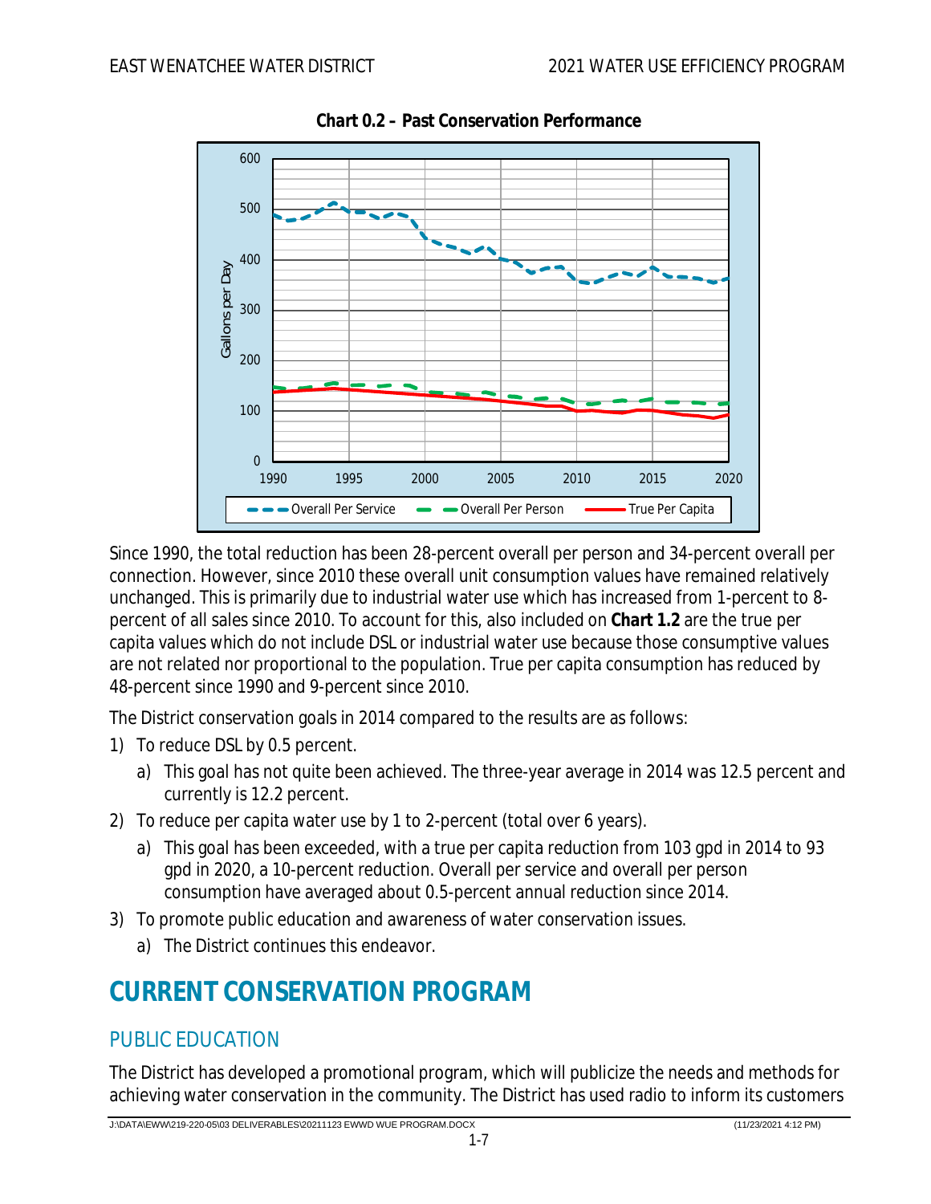**Chart 0.2 – Past Conservation Performance**

Since 1990, the total reduction has been 28-percent overall per person and 34-percent overall per connection. However, since 2010 these overall unit consumption values have remained relatively unchanged. This is primarily due to industrial water use which has increased from 1-percent to 8-percent of all sales since 2010. To account for this, also included on **Chart 1.2** are the true per capita values which do not include DSL or industrial water use because those consumptive values are not related nor proportional to the population. True per capita consumption has reduced by 48-percent since 1990 and 9-percent since 2010.

The District conservation goals in 2014 compared to the results are as follows:

1) To reduce DSL by 0.5 percent.
   a) This goal has not quite been achieved. The three-year average in 2014 was 12.5 percent and currently is 12.2 percent.
2) To reduce per capita water use by 1 to 2-percent (total over 6 years).
   a) This goal has been exceeded, with a true per capita reduction from 103 gpd in 2014 to 93 gpd in 2020, a 10-percent reduction. Overall per service and overall per person consumption have averaged about 0.5-percent annual reduction since 2014.
3) To promote public education and awareness of water conservation issues.
   a) The District continues this endeavor.

# CURRENT CONSERVATION PROGRAM

## PUBLIC EDUCATION

The District has developed a promotional program, which will publicize the needs and methods for achieving water conservation in the community. The District has used radio to inform its customers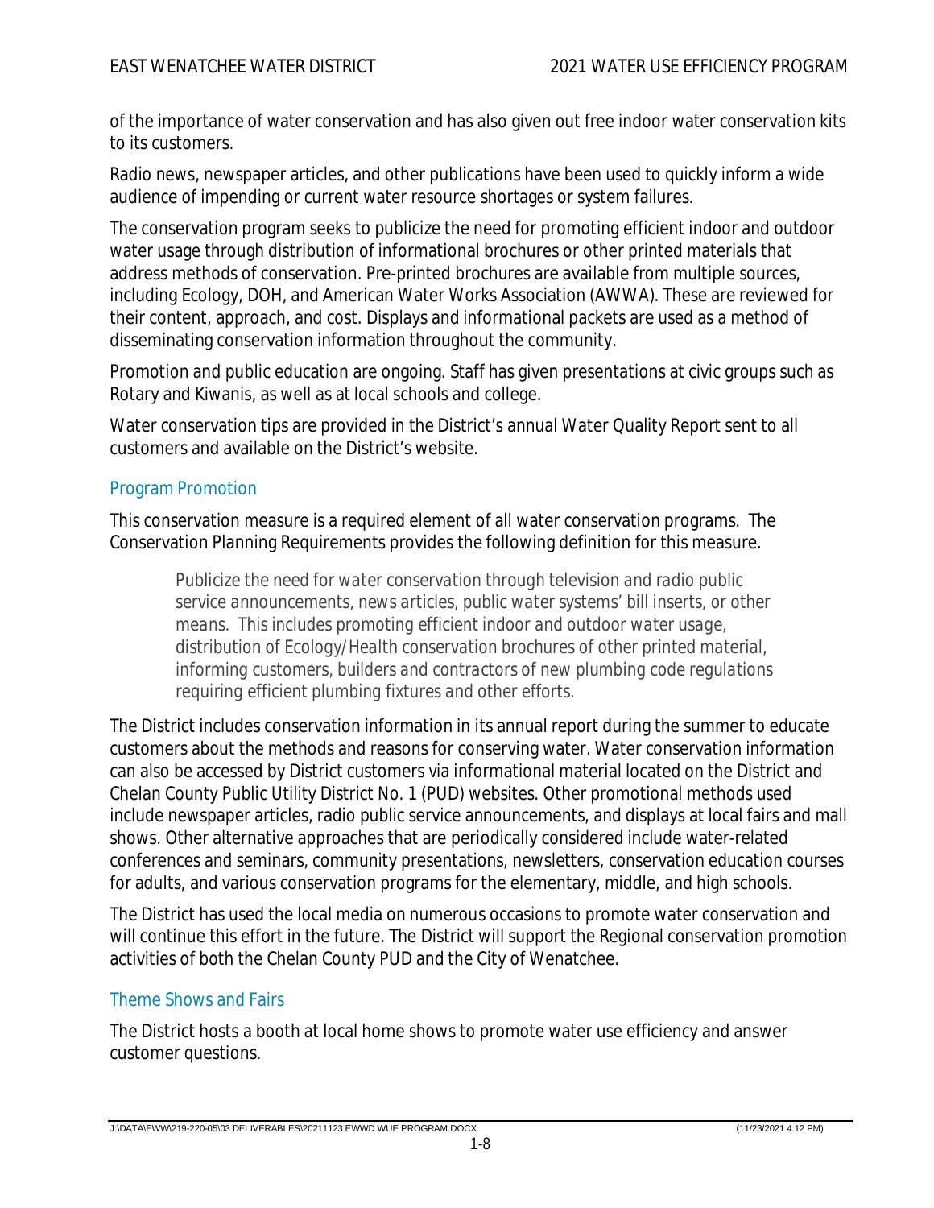of the importance of water conservation and has also given out free indoor water conservation kits to its customers.

Radio news, newspaper articles, and other publications have been used to quickly inform a wide audience of impending or current water resource shortages or system failures.

The conservation program seeks to publicize the need for promoting efficient indoor and outdoor water usage through distribution of informational brochures or other printed materials that address methods of conservation. Pre-printed brochures are available from multiple sources, including Ecology, DOH, and American Water Works Association (AWWA). These are reviewed for their content, approach, and cost. Displays and informational packets are used as a method of disseminating conservation information throughout the community.

Promotion and public education are ongoing. Staff has given presentations at civic groups such as Rotary and Kiwanis, as well as at local schools and college.

Water conservation tips are provided in the District's annual Water Quality Report sent to all customers and available on the District's website.

### Program Promotion

This conservation measure is a required element of all water conservation programs. The Conservation Planning Requirements provides the following definition for this measure.

> *Publicize the need for water conservation through television and radio public service announcements, news articles, public water systems' bill inserts, or other means. This includes promoting efficient indoor and outdoor water usage, distribution of Ecology/Health conservation brochures of other printed material, informing customers, builders and contractors of new plumbing code regulations requiring efficient plumbing fixtures and other efforts.*

The District includes conservation information in its annual report during the summer to educate customers about the methods and reasons for conserving water. Water conservation information can also be accessed by District customers via informational material located on the District and Chelan County Public Utility District No. 1 (PUD) websites. Other promotional methods used include newspaper articles, radio public service announcements, and displays at local fairs and mall shows. Other alternative approaches that are periodically considered include water-related conferences and seminars, community presentations, newsletters, conservation education courses for adults, and various conservation programs for the elementary, middle, and high schools.

The District has used the local media on numerous occasions to promote water conservation and will continue this effort in the future. The District will support the Regional conservation promotion activities of both the Chelan County PUD and the City of Wenatchee.

### Theme Shows and Fairs

The District hosts a booth at local home shows to promote water use efficiency and answer customer questions.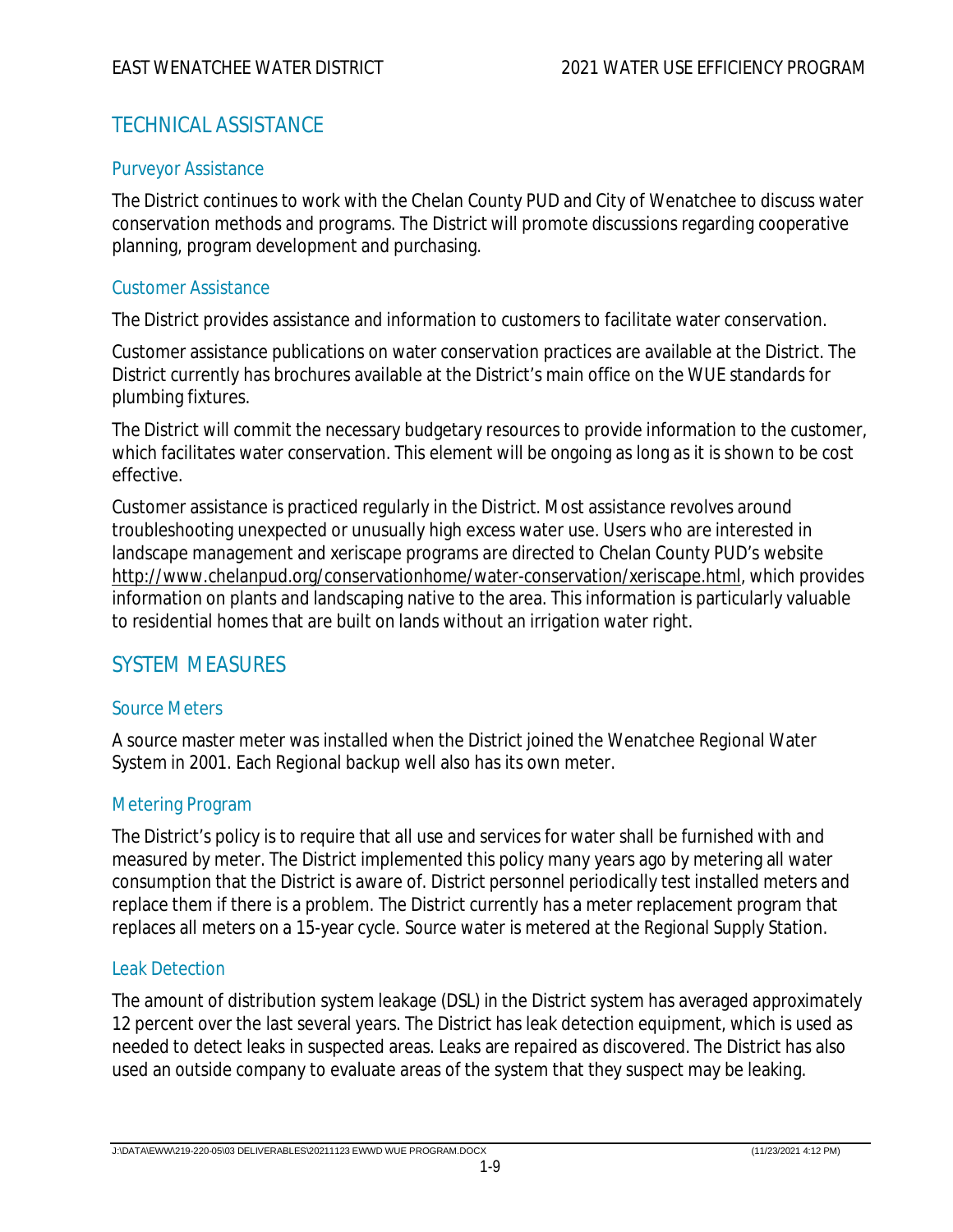## TECHNICAL ASSISTANCE

### Purveyor Assistance

The District continues to work with the Chelan County PUD and City of Wenatchee to discuss water conservation methods and programs. The District will promote discussions regarding cooperative planning, program development and purchasing.

### Customer Assistance

The District provides assistance and information to customers to facilitate water conservation.

Customer assistance publications on water conservation practices are available at the District. The District currently has brochures available at the District's main office on the WUE standards for plumbing fixtures.

The District will commit the necessary budgetary resources to provide information to the customer, which facilitates water conservation. This element will be ongoing as long as it is shown to be cost effective.

Customer assistance is practiced regularly in the District. Most assistance revolves around troubleshooting unexpected or unusually high excess water use. Users who are interested in landscape management and xeriscape programs are directed to Chelan County PUD's website http://www.chelanpud.org/conservationhome/water-conservation/xeriscape.html, which provides information on plants and landscaping native to the area. This information is particularly valuable to residential homes that are built on lands without an irrigation water right.

## SYSTEM MEASURES

### Source Meters

A source master meter was installed when the District joined the Wenatchee Regional Water System in 2001. Each Regional backup well also has its own meter.

### Metering Program

The District's policy is to require that all use and services for water shall be furnished with and measured by meter. The District implemented this policy many years ago by metering all water consumption that the District is aware of. District personnel periodically test installed meters and replace them if there is a problem. The District currently has a meter replacement program that replaces all meters on a 15-year cycle. Source water is metered at the Regional Supply Station.

### Leak Detection

The amount of distribution system leakage (DSL) in the District system has averaged approximately 12 percent over the last several years. The District has leak detection equipment, which is used as needed to detect leaks in suspected areas. Leaks are repaired as discovered. The District has also used an outside company to evaluate areas of the system that they suspect may be leaking.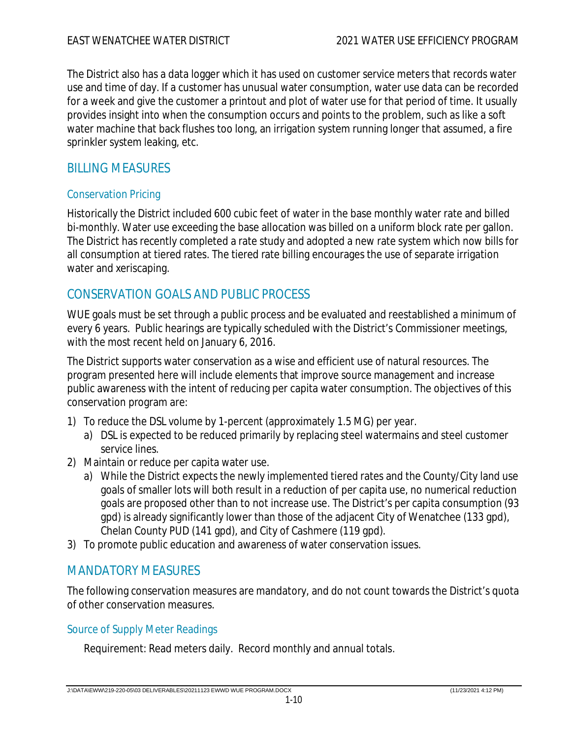The District also has a data logger which it has used on customer service meters that records water use and time of day. If a customer has unusual water consumption, water use data can be recorded for a week and give the customer a printout and plot of water use for that period of time. It usually provides insight into when the consumption occurs and points to the problem, such as like a soft water machine that back flushes too long, an irrigation system running longer that assumed, a fire sprinkler system leaking, etc.

## BILLING MEASURES

### Conservation Pricing

Historically the District included 600 cubic feet of water in the base monthly water rate and billed bi-monthly. Water use exceeding the base allocation was billed on a uniform block rate per gallon. The District has recently completed a rate study and adopted a new rate system which now bills for all consumption at tiered rates. The tiered rate billing encourages the use of separate irrigation water and xeriscaping.

## CONSERVATION GOALS AND PUBLIC PROCESS

WUE goals must be set through a public process and be evaluated and reestablished a minimum of every 6 years. Public hearings are typically scheduled with the District's Commissioner meetings, with the most recent held on January 6, 2016.

The District supports water conservation as a wise and efficient use of natural resources. The program presented here will include elements that improve source management and increase public awareness with the intent of reducing per capita water consumption. The objectives of this conservation program are:

1) To reduce the DSL volume by 1-percent (approximately 1.5 MG) per year.
   a) DSL is expected to be reduced primarily by replacing steel watermains and steel customer service lines.
2) Maintain or reduce per capita water use.
   a) While the District expects the newly implemented tiered rates and the County/City land use goals of smaller lots will both result in a reduction of per capita use, no numerical reduction goals are proposed other than to not increase use. The District's per capita consumption (93 gpd) is already significantly lower than those of the adjacent City of Wenatchee (133 gpd), Chelan County PUD (141 gpd), and City of Cashmere (119 gpd).
3) To promote public education and awareness of water conservation issues.

## MANDATORY MEASURES

The following conservation measures are mandatory, and do not count towards the District's quota of other conservation measures.

### Source of Supply Meter Readings

Requirement: Read meters daily. Record monthly and annual totals.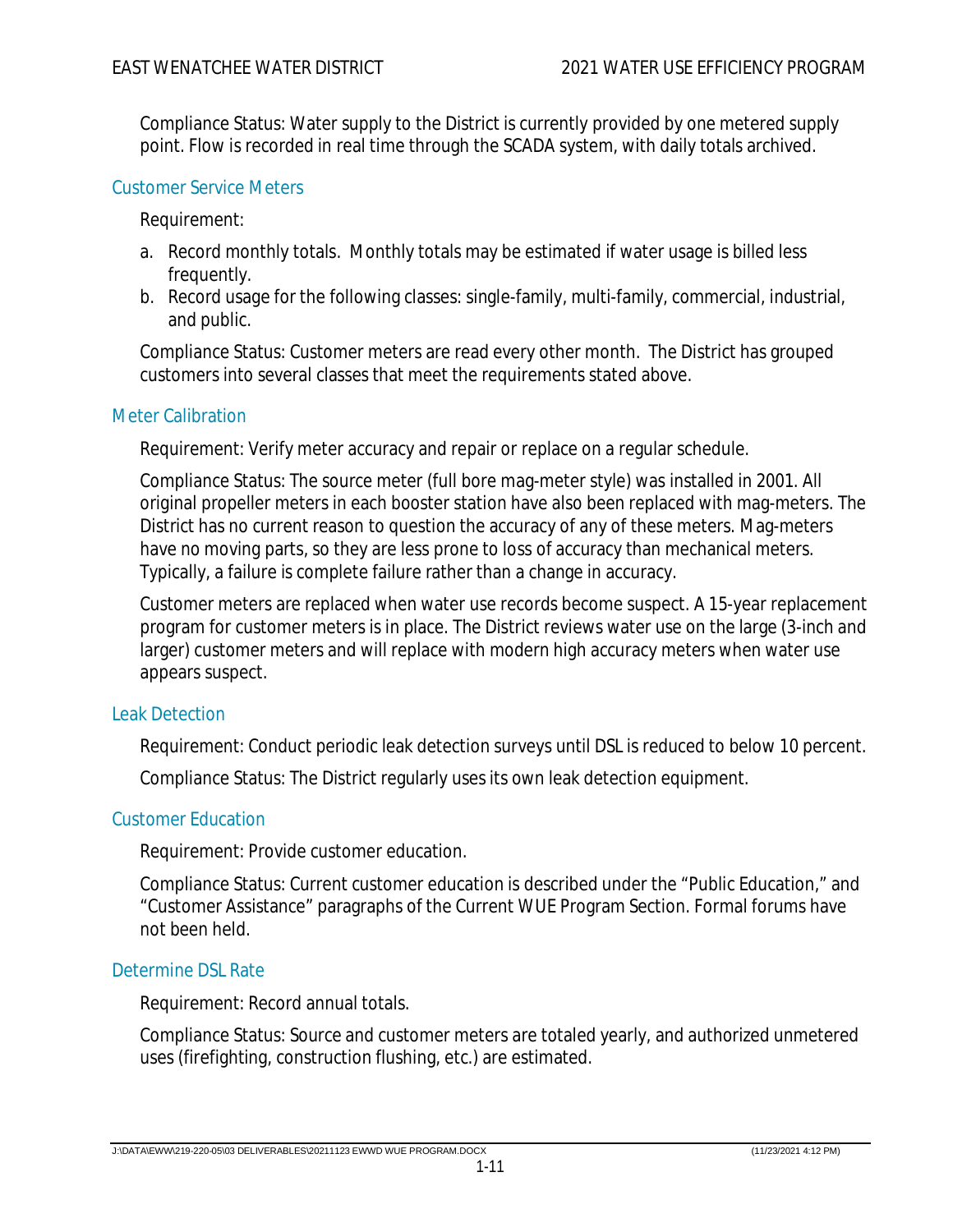Compliance Status: Water supply to the District is currently provided by one metered supply point. Flow is recorded in real time through the SCADA system, with daily totals archived.

### Customer Service Meters

Requirement:

a. Record monthly totals. Monthly totals may be estimated if water usage is billed less frequently.
b. Record usage for the following classes: single-family, multi-family, commercial, industrial, and public.

Compliance Status: Customer meters are read every other month. The District has grouped customers into several classes that meet the requirements stated above.

### Meter Calibration

Requirement: Verify meter accuracy and repair or replace on a regular schedule.

Compliance Status: The source meter (full bore mag-meter style) was installed in 2001. All original propeller meters in each booster station have also been replaced with mag-meters. The District has no current reason to question the accuracy of any of these meters. Mag-meters have no moving parts, so they are less prone to loss of accuracy than mechanical meters. Typically, a failure is complete failure rather than a change in accuracy.

Customer meters are replaced when water use records become suspect. A 15-year replacement program for customer meters is in place. The District reviews water use on the large (3-inch and larger) customer meters and will replace with modern high accuracy meters when water use appears suspect.

### Leak Detection

Requirement: Conduct periodic leak detection surveys until DSL is reduced to below 10 percent.

Compliance Status: The District regularly uses its own leak detection equipment.

### Customer Education

Requirement: Provide customer education.

Compliance Status: Current customer education is described under the "Public Education," and "Customer Assistance" paragraphs of the Current WUE Program Section. Formal forums have not been held.

### Determine DSL Rate

Requirement: Record annual totals.

Compliance Status: Source and customer meters are totaled yearly, and authorized unmetered uses (firefighting, construction flushing, etc.) are estimated.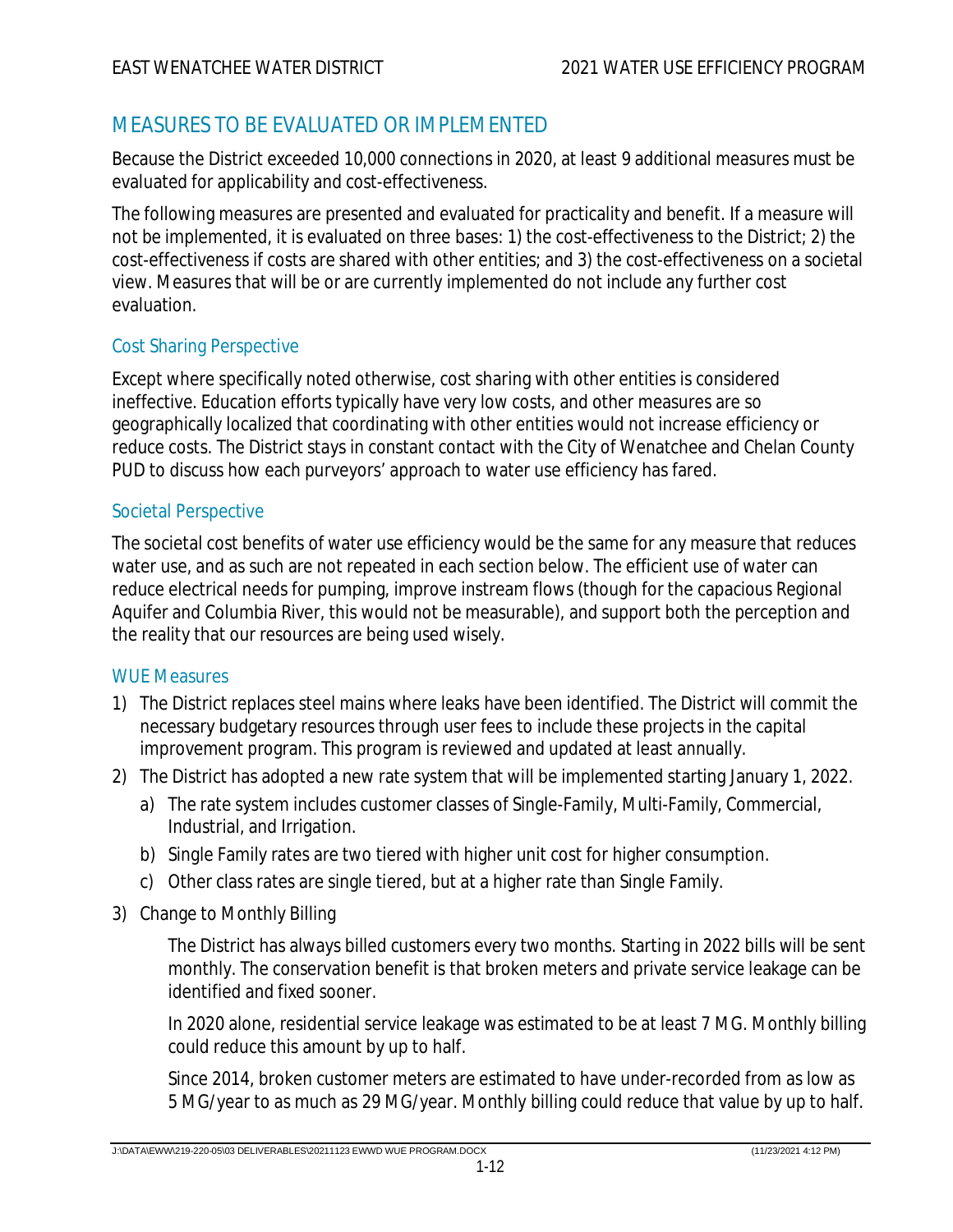## MEASURES TO BE EVALUATED OR IMPLEMENTED

Because the District exceeded 10,000 connections in 2020, at least 9 additional measures must be evaluated for applicability and cost-effectiveness.

The following measures are presented and evaluated for practicality and benefit. If a measure will not be implemented, it is evaluated on three bases: 1) the cost-effectiveness to the District; 2) the cost-effectiveness if costs are shared with other entities; and 3) the cost-effectiveness on a societal view. Measures that will be or are currently implemented do not include any further cost evaluation.

### Cost Sharing Perspective

Except where specifically noted otherwise, cost sharing with other entities is considered ineffective. Education efforts typically have very low costs, and other measures are so geographically localized that coordinating with other entities would not increase efficiency or reduce costs. The District stays in constant contact with the City of Wenatchee and Chelan County PUD to discuss how each purveyors' approach to water use efficiency has fared.

### Societal Perspective

The societal cost benefits of water use efficiency would be the same for any measure that reduces water use, and as such are not repeated in each section below. The efficient use of water can reduce electrical needs for pumping, improve instream flows (though for the capacious Regional Aquifer and Columbia River, this would not be measurable), and support both the perception and the reality that our resources are being used wisely.

### WUE Measures

1) The District replaces steel mains where leaks have been identified. The District will commit the necessary budgetary resources through user fees to include these projects in the capital improvement program. This program is reviewed and updated at least annually.
2) The District has adopted a new rate system that will be implemented starting January 1, 2022.
   a) The rate system includes customer classes of Single-Family, Multi-Family, Commercial, Industrial, and Irrigation.
   b) Single Family rates are two tiered with higher unit cost for higher consumption.
   c) Other class rates are single tiered, but at a higher rate than Single Family.
3) Change to Monthly Billing

   The District has always billed customers every two months. Starting in 2022 bills will be sent monthly. The conservation benefit is that broken meters and private service leakage can be identified and fixed sooner.

   In 2020 alone, residential service leakage was estimated to be at least 7 MG. Monthly billing could reduce this amount by up to half.

   Since 2014, broken customer meters are estimated to have under-recorded from as low as 5 MG/year to as much as 29 MG/year. Monthly billing could reduce that value by up to half.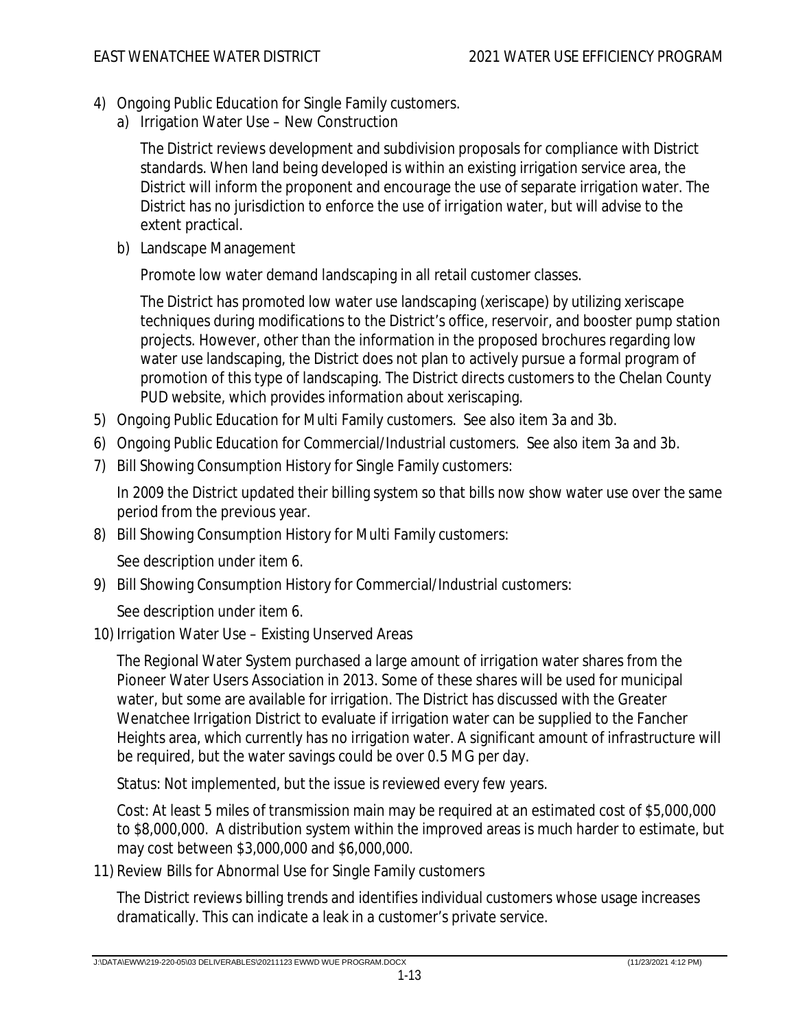4) Ongoing Public Education for Single Family customers.
   a) Irrigation Water Use – New Construction

      The District reviews development and subdivision proposals for compliance with District standards. When land being developed is within an existing irrigation service area, the District will inform the proponent and encourage the use of separate irrigation water. The District has no jurisdiction to enforce the use of irrigation water, but will advise to the extent practical.

   b) Landscape Management

      Promote low water demand landscaping in all retail customer classes.

      The District has promoted low water use landscaping (xeriscape) by utilizing xeriscape techniques during modifications to the District's office, reservoir, and booster pump station projects. However, other than the information in the proposed brochures regarding low water use landscaping, the District does not plan to actively pursue a formal program of promotion of this type of landscaping. The District directs customers to the Chelan County PUD website, which provides information about xeriscaping.

5) Ongoing Public Education for Multi Family customers. See also item 3a and 3b.
6) Ongoing Public Education for Commercial/Industrial customers. See also item 3a and 3b.
7) Bill Showing Consumption History for Single Family customers:

   In 2009 the District updated their billing system so that bills now show water use over the same period from the previous year.

8) Bill Showing Consumption History for Multi Family customers:

   See description under item 6.

9) Bill Showing Consumption History for Commercial/Industrial customers:

   See description under item 6.

10) Irrigation Water Use – Existing Unserved Areas

    The Regional Water System purchased a large amount of irrigation water shares from the Pioneer Water Users Association in 2013. Some of these shares will be used for municipal water, but some are available for irrigation. The District has discussed with the Greater Wenatchee Irrigation District to evaluate if irrigation water can be supplied to the Fancher Heights area, which currently has no irrigation water. A significant amount of infrastructure will be required, but the water savings could be over 0.5 MG per day.

    Status: Not implemented, but the issue is reviewed every few years.

    Cost: At least 5 miles of transmission main may be required at an estimated cost of $5,000,000 to $8,000,000. A distribution system within the improved areas is much harder to estimate, but may cost between $3,000,000 and $6,000,000.

11) Review Bills for Abnormal Use for Single Family customers

    The District reviews billing trends and identifies individual customers whose usage increases dramatically. This can indicate a leak in a customer's private service.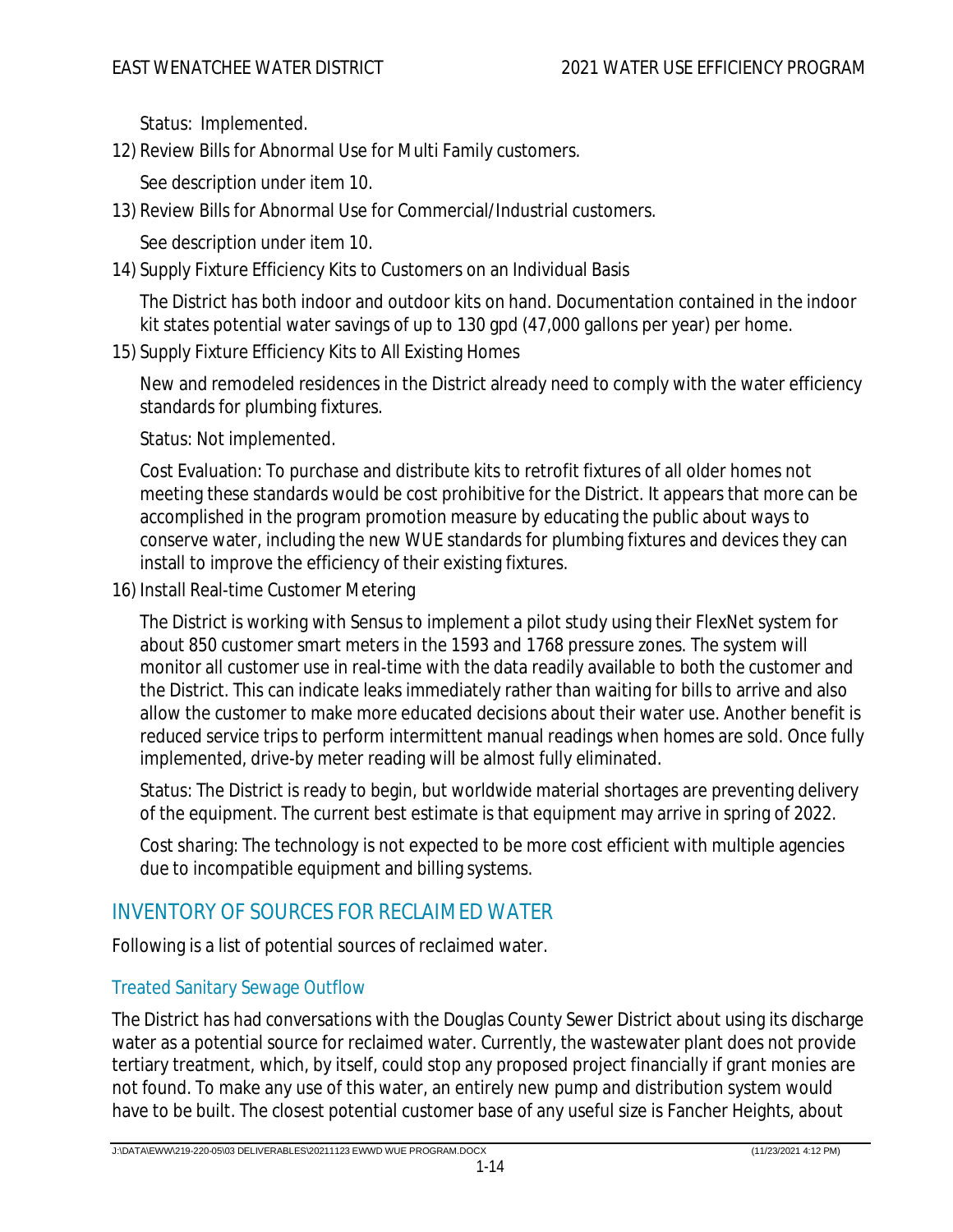Status: Implemented.

12) Review Bills for Abnormal Use for Multi Family customers.

    See description under item 10.

13) Review Bills for Abnormal Use for Commercial/Industrial customers.

    See description under item 10.

14) Supply Fixture Efficiency Kits to Customers on an Individual Basis

    The District has both indoor and outdoor kits on hand. Documentation contained in the indoor kit states potential water savings of up to 130 gpd (47,000 gallons per year) per home.

15) Supply Fixture Efficiency Kits to All Existing Homes

    New and remodeled residences in the District already need to comply with the water efficiency standards for plumbing fixtures.

    Status: Not implemented.

    Cost Evaluation: To purchase and distribute kits to retrofit fixtures of all older homes not meeting these standards would be cost prohibitive for the District. It appears that more can be accomplished in the program promotion measure by educating the public about ways to conserve water, including the new WUE standards for plumbing fixtures and devices they can install to improve the efficiency of their existing fixtures.

16) Install Real-time Customer Metering

    The District is working with Sensus to implement a pilot study using their FlexNet system for about 850 customer smart meters in the 1593 and 1768 pressure zones. The system will monitor all customer use in real-time with the data readily available to both the customer and the District. This can indicate leaks immediately rather than waiting for bills to arrive and also allow the customer to make more educated decisions about their water use. Another benefit is reduced service trips to perform intermittent manual readings when homes are sold. Once fully implemented, drive-by meter reading will be almost fully eliminated.

    Status: The District is ready to begin, but worldwide material shortages are preventing delivery of the equipment. The current best estimate is that equipment may arrive in spring of 2022.

    Cost sharing: The technology is not expected to be more cost efficient with multiple agencies due to incompatible equipment and billing systems.

## INVENTORY OF SOURCES FOR RECLAIMED WATER

Following is a list of potential sources of reclaimed water.

### Treated Sanitary Sewage Outflow

The District has had conversations with the Douglas County Sewer District about using its discharge water as a potential source for reclaimed water. Currently, the wastewater plant does not provide tertiary treatment, which, by itself, could stop any proposed project financially if grant monies are not found. To make any use of this water, an entirely new pump and distribution system would have to be built. The closest potential customer base of any useful size is Fancher Heights, about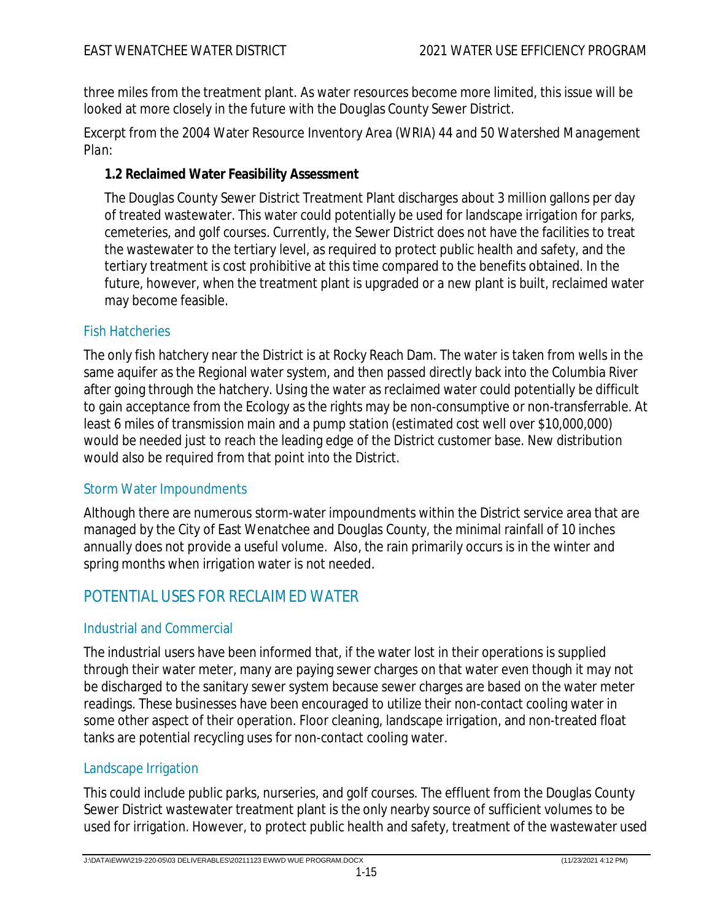three miles from the treatment plant. As water resources become more limited, this issue will be looked at more closely in the future with the Douglas County Sewer District.

*Excerpt from the 2004 Water Resource Inventory Area (WRIA) 44 and 50 Watershed Management Plan:*

> **1.2 Reclaimed Water Feasibility Assessment**
>
> The Douglas County Sewer District Treatment Plant discharges about 3 million gallons per day of treated wastewater. This water could potentially be used for landscape irrigation for parks, cemeteries, and golf courses. Currently, the Sewer District does not have the facilities to treat the wastewater to the tertiary level, as required to protect public health and safety, and the tertiary treatment is cost prohibitive at this time compared to the benefits obtained. In the future, however, when the treatment plant is upgraded or a new plant is built, reclaimed water may become feasible.

### Fish Hatcheries

The only fish hatchery near the District is at Rocky Reach Dam. The water is taken from wells in the same aquifer as the Regional water system, and then passed directly back into the Columbia River after going through the hatchery. Using the water as reclaimed water could potentially be difficult to gain acceptance from the Ecology as the rights may be non-consumptive or non-transferrable. At least 6 miles of transmission main and a pump station (estimated cost well over $10,000,000) would be needed just to reach the leading edge of the District customer base. New distribution would also be required from that point into the District.

### Storm Water Impoundments

Although there are numerous storm-water impoundments within the District service area that are managed by the City of East Wenatchee and Douglas County, the minimal rainfall of 10 inches annually does not provide a useful volume. Also, the rain primarily occurs is in the winter and spring months when irrigation water is not needed.

## POTENTIAL USES FOR RECLAIMED WATER

### Industrial and Commercial

The industrial users have been informed that, if the water lost in their operations is supplied through their water meter, many are paying sewer charges on that water even though it may not be discharged to the sanitary sewer system because sewer charges are based on the water meter readings. These businesses have been encouraged to utilize their non-contact cooling water in some other aspect of their operation. Floor cleaning, landscape irrigation, and non-treated float tanks are potential recycling uses for non-contact cooling water.

### Landscape Irrigation

This could include public parks, nurseries, and golf courses. The effluent from the Douglas County Sewer District wastewater treatment plant is the only nearby source of sufficient volumes to be used for irrigation. However, to protect public health and safety, treatment of the wastewater used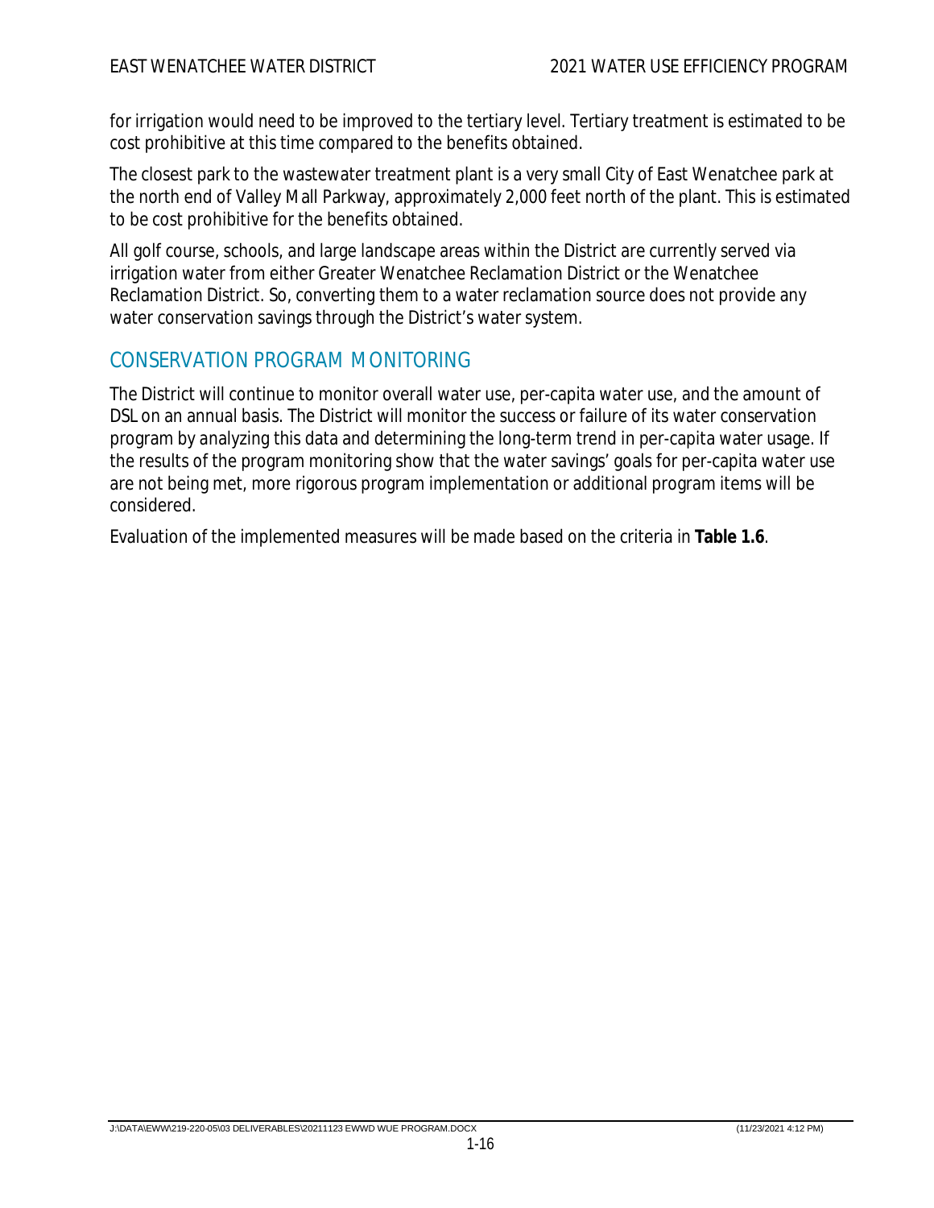for irrigation would need to be improved to the tertiary level. Tertiary treatment is estimated to be cost prohibitive at this time compared to the benefits obtained.

The closest park to the wastewater treatment plant is a very small City of East Wenatchee park at the north end of Valley Mall Parkway, approximately 2,000 feet north of the plant. This is estimated to be cost prohibitive for the benefits obtained.

All golf course, schools, and large landscape areas within the District are currently served via irrigation water from either Greater Wenatchee Reclamation District or the Wenatchee Reclamation District. So, converting them to a water reclamation source does not provide any water conservation savings through the District's water system.

## CONSERVATION PROGRAM MONITORING

The District will continue to monitor overall water use, per-capita water use, and the amount of DSL on an annual basis. The District will monitor the success or failure of its water conservation program by analyzing this data and determining the long-term trend in per-capita water usage. If the results of the program monitoring show that the water savings' goals for per-capita water use are not being met, more rigorous program implementation or additional program items will be considered.

Evaluation of the implemented measures will be made based on the criteria in **Table 1.6**.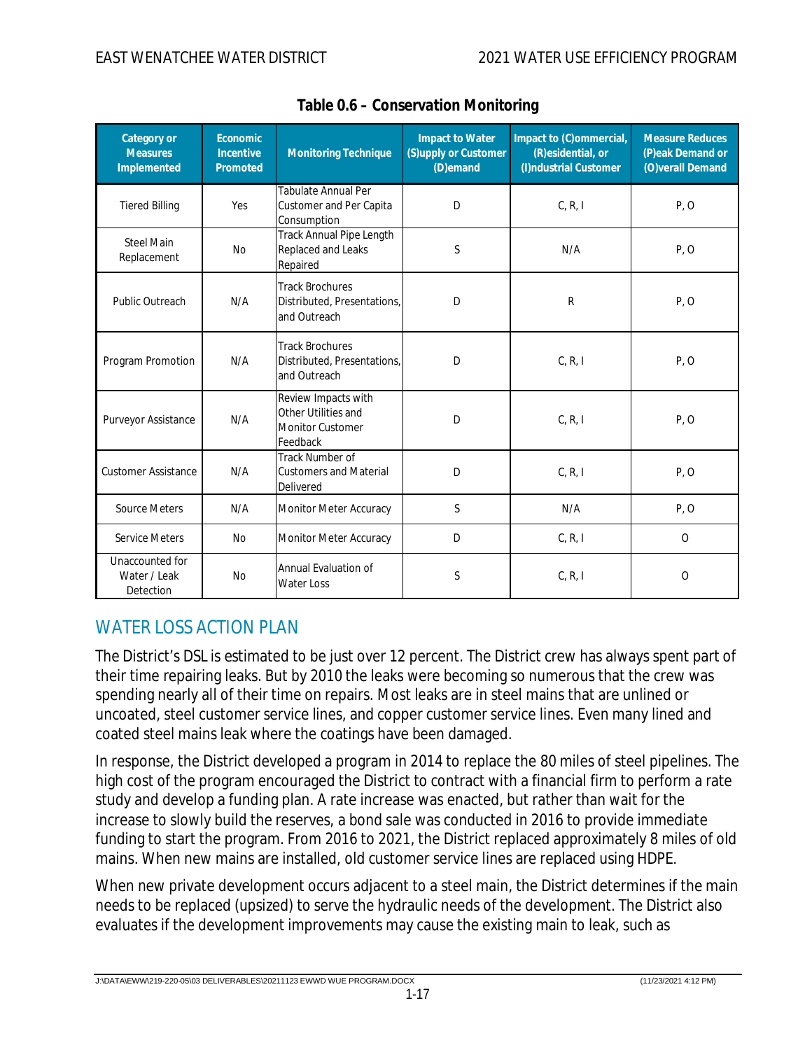**Table 0.6 – Conservation Monitoring**

| Category or Measures Implemented | Economic Incentive Promoted | Monitoring Technique | Impact to Water (S)upply or Customer (D)emand | Impact to (C)ommercial, (R)esidential, or (I)ndustrial Customer | Measure Reduces (P)eak Demand or (O)verall Demand |
|---|---|---|---|---|---|
| Tiered Billing | Yes | Tabulate Annual Per Customer and Per Capita Consumption | D | C, R, I | P, O |
| Steel Main Replacement | No | Track Annual Pipe Length Replaced and Leaks Repaired | S | N/A | P, O |
| Public Outreach | N/A | Track Brochures Distributed, Presentations, and Outreach | D | R | P, O |
| Program Promotion | N/A | Track Brochures Distributed, Presentations, and Outreach | D | C, R, I | P, O |
| Purveyor Assistance | N/A | Review Impacts with Other Utilities and Monitor Customer Feedback | D | C, R, I | P, O |
| Customer Assistance | N/A | Track Number of Customers and Material Delivered | D | C, R, I | P, O |
| Source Meters | N/A | Monitor Meter Accuracy | S | N/A | P, O |
| Service Meters | No | Monitor Meter Accuracy | D | C, R, I | O |
| Unaccounted for Water / Leak Detection | No | Annual Evaluation of Water Loss | S | C, R, I | O |

## WATER LOSS ACTION PLAN

The District's DSL is estimated to be just over 12 percent. The District crew has always spent part of their time repairing leaks. But by 2010 the leaks were becoming so numerous that the crew was spending nearly all of their time on repairs. Most leaks are in steel mains that are unlined or uncoated, steel customer service lines, and copper customer service lines. Even many lined and coated steel mains leak where the coatings have been damaged.

In response, the District developed a program in 2014 to replace the 80 miles of steel pipelines. The high cost of the program encouraged the District to contract with a financial firm to perform a rate study and develop a funding plan. A rate increase was enacted, but rather than wait for the increase to slowly build the reserves, a bond sale was conducted in 2016 to provide immediate funding to start the program. From 2016 to 2021, the District replaced approximately 8 miles of old mains. When new mains are installed, old customer service lines are replaced using HDPE.

When new private development occurs adjacent to a steel main, the District determines if the main needs to be replaced (upsized) to serve the hydraulic needs of the development. The District also evaluates if the development improvements may cause the existing main to leak, such as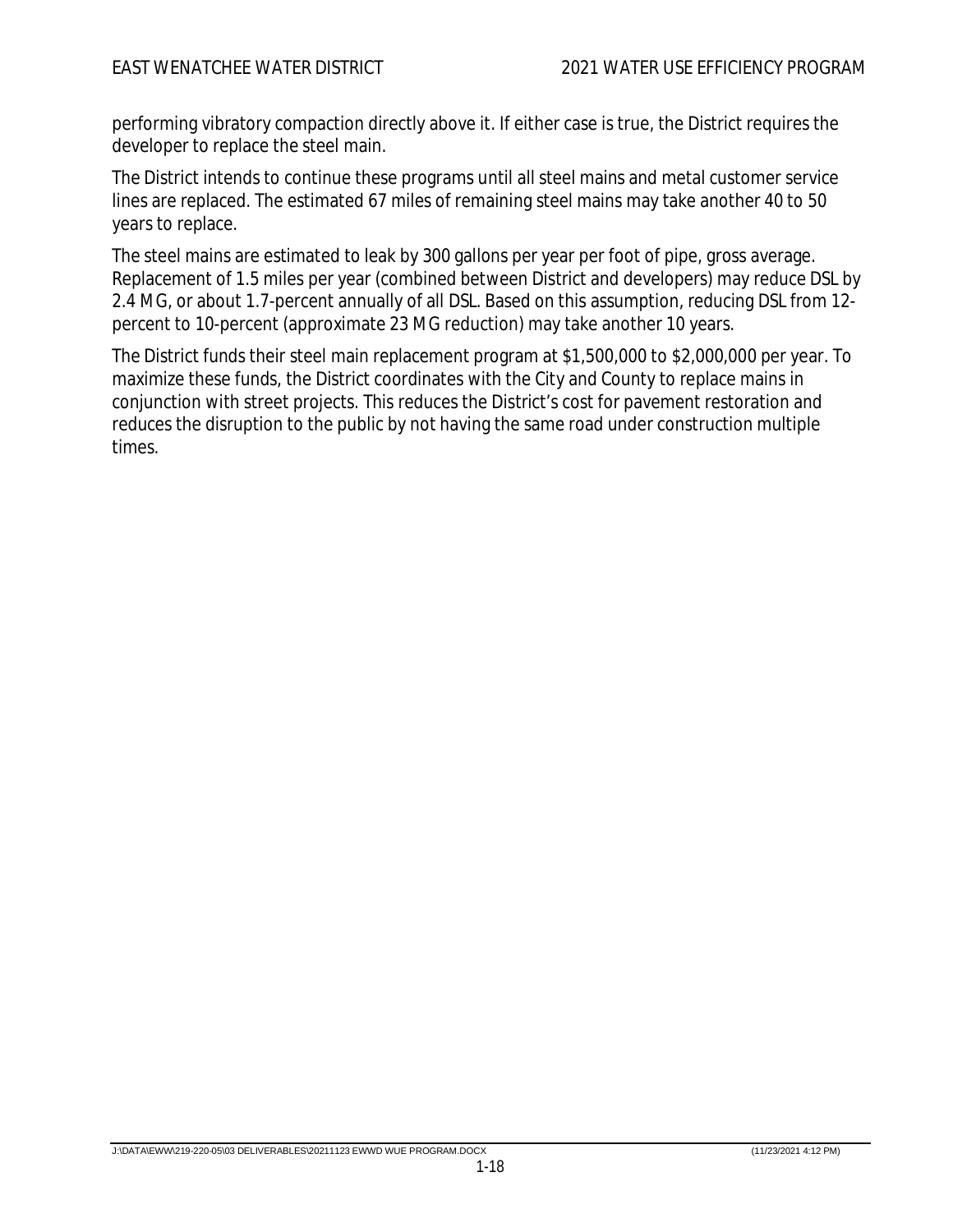performing vibratory compaction directly above it. If either case is true, the District requires the developer to replace the steel main.

The District intends to continue these programs until all steel mains and metal customer service lines are replaced. The estimated 67 miles of remaining steel mains may take another 40 to 50 years to replace.

The steel mains are estimated to leak by 300 gallons per year per foot of pipe, gross average. Replacement of 1.5 miles per year (combined between District and developers) may reduce DSL by 2.4 MG, or about 1.7-percent annually of all DSL. Based on this assumption, reducing DSL from 12-percent to 10-percent (approximate 23 MG reduction) may take another 10 years.

The District funds their steel main replacement program at $1,500,000 to $2,000,000 per year. To maximize these funds, the District coordinates with the City and County to replace mains in conjunction with street projects. This reduces the District's cost for pavement restoration and reduces the disruption to the public by not having the same road under construction multiple times.